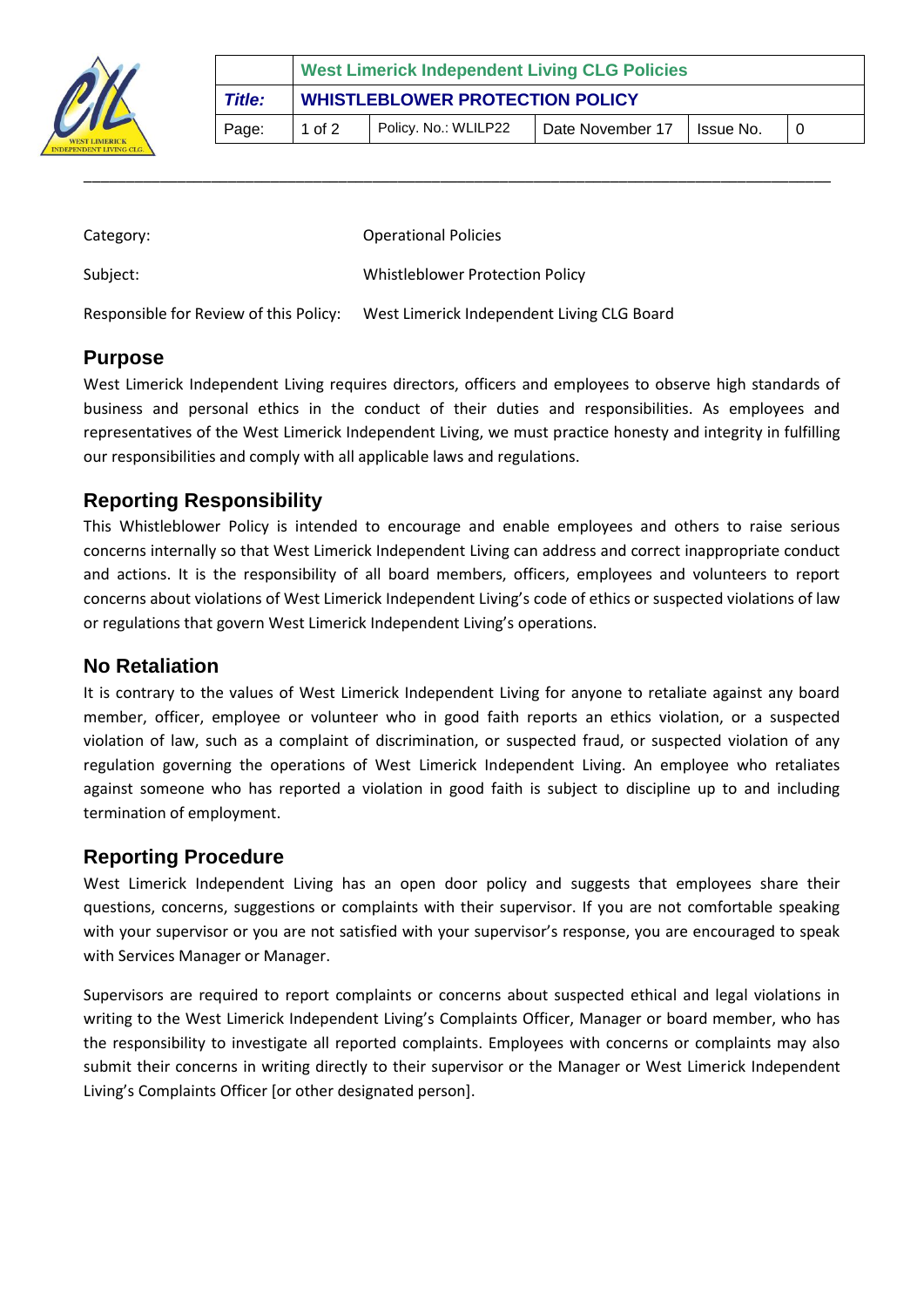| | |
|---|---|
| | **West Limerick Independent Living CLG Policies** |
| ***Title:*** | **WHISTLEBLOWER PROTECTION POLICY** |

| Page: | 1 of 2 | Policy. No.: WLILP22 | Date November 17 | Issue No. | 0 |
|---|---|---|---|---|---|

| | |
|---|---|
| Category: | Operational Policies |
| Subject: | Whistleblower Protection Policy |
| Responsible for Review of this Policy: | West Limerick Independent Living CLG Board |

## Purpose

West Limerick Independent Living requires directors, officers and employees to observe high standards of business and personal ethics in the conduct of their duties and responsibilities. As employees and representatives of the West Limerick Independent Living, we must practice honesty and integrity in fulfilling our responsibilities and comply with all applicable laws and regulations.

## Reporting Responsibility

This Whistleblower Policy is intended to encourage and enable employees and others to raise serious concerns internally so that West Limerick Independent Living can address and correct inappropriate conduct and actions. It is the responsibility of all board members, officers, employees and volunteers to report concerns about violations of West Limerick Independent Living's code of ethics or suspected violations of law or regulations that govern West Limerick Independent Living's operations.

## No Retaliation

It is contrary to the values of West Limerick Independent Living for anyone to retaliate against any board member, officer, employee or volunteer who in good faith reports an ethics violation, or a suspected violation of law, such as a complaint of discrimination, or suspected fraud, or suspected violation of any regulation governing the operations of West Limerick Independent Living. An employee who retaliates against someone who has reported a violation in good faith is subject to discipline up to and including termination of employment.

## Reporting Procedure

West Limerick Independent Living has an open door policy and suggests that employees share their questions, concerns, suggestions or complaints with their supervisor. If you are not comfortable speaking with your supervisor or you are not satisfied with your supervisor's response, you are encouraged to speak with Services Manager or Manager.

Supervisors are required to report complaints or concerns about suspected ethical and legal violations in writing to the West Limerick Independent Living's Complaints Officer, Manager or board member, who has the responsibility to investigate all reported complaints. Employees with concerns or complaints may also submit their concerns in writing directly to their supervisor or the Manager or West Limerick Independent Living's Complaints Officer [or other designated person].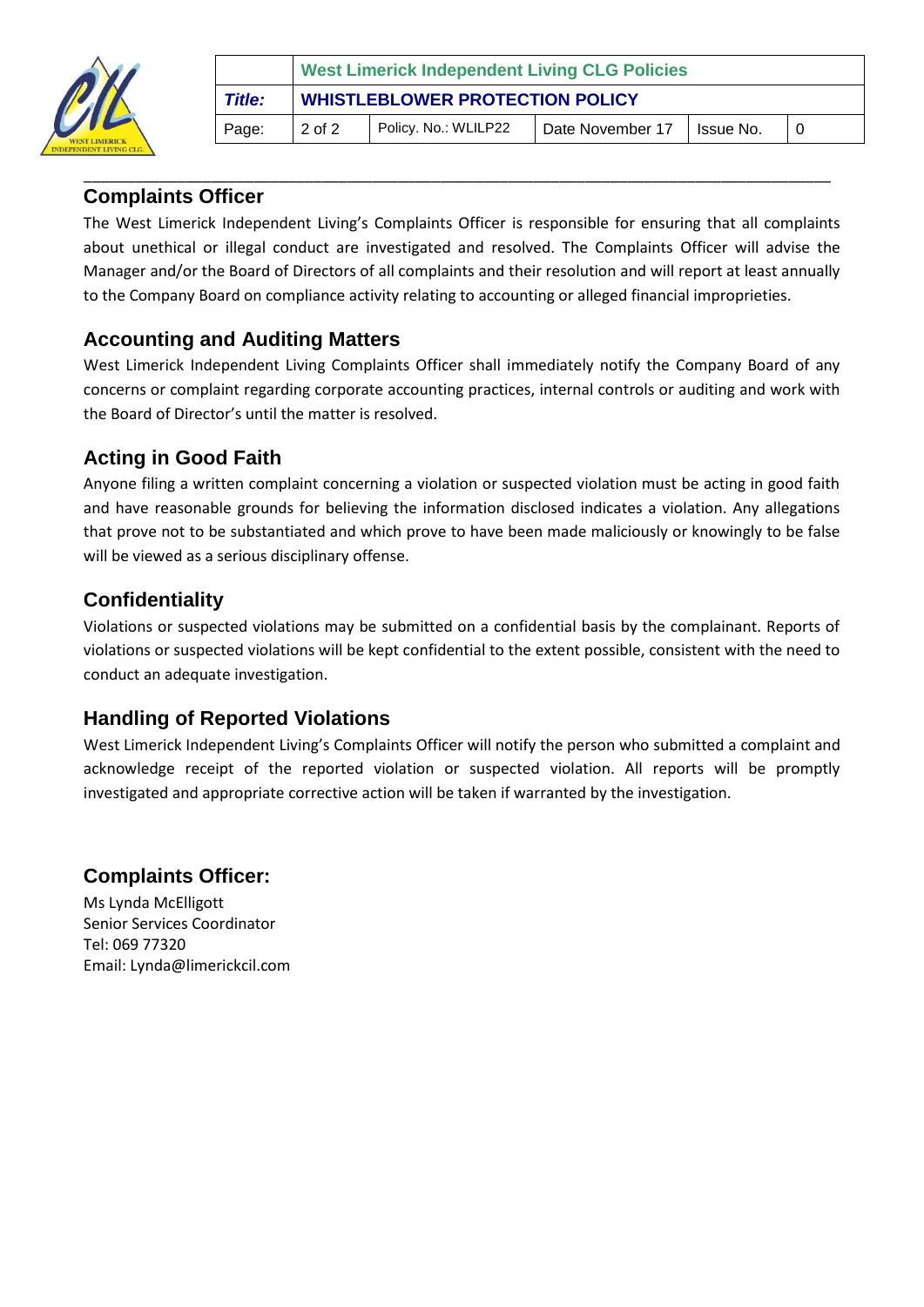## Complaints Officer

The West Limerick Independent Living's Complaints Officer is responsible for ensuring that all complaints about unethical or illegal conduct are investigated and resolved. The Complaints Officer will advise the Manager and/or the Board of Directors of all complaints and their resolution and will report at least annually to the Company Board on compliance activity relating to accounting or alleged financial improprieties.

## Accounting and Auditing Matters

West Limerick Independent Living Complaints Officer shall immediately notify the Company Board of any concerns or complaint regarding corporate accounting practices, internal controls or auditing and work with the Board of Director's until the matter is resolved.

## Acting in Good Faith

Anyone filing a written complaint concerning a violation or suspected violation must be acting in good faith and have reasonable grounds for believing the information disclosed indicates a violation. Any allegations that prove not to be substantiated and which prove to have been made maliciously or knowingly to be false will be viewed as a serious disciplinary offense.

## Confidentiality

Violations or suspected violations may be submitted on a confidential basis by the complainant. Reports of violations or suspected violations will be kept confidential to the extent possible, consistent with the need to conduct an adequate investigation.

## Handling of Reported Violations

West Limerick Independent Living's Complaints Officer will notify the person who submitted a complaint and acknowledge receipt of the reported violation or suspected violation. All reports will be promptly investigated and appropriate corrective action will be taken if warranted by the investigation.

## Complaints Officer:

Ms Lynda McElligott
Senior Services Coordinator
Tel: 069 77320
Email: Lynda@limerickcil.com